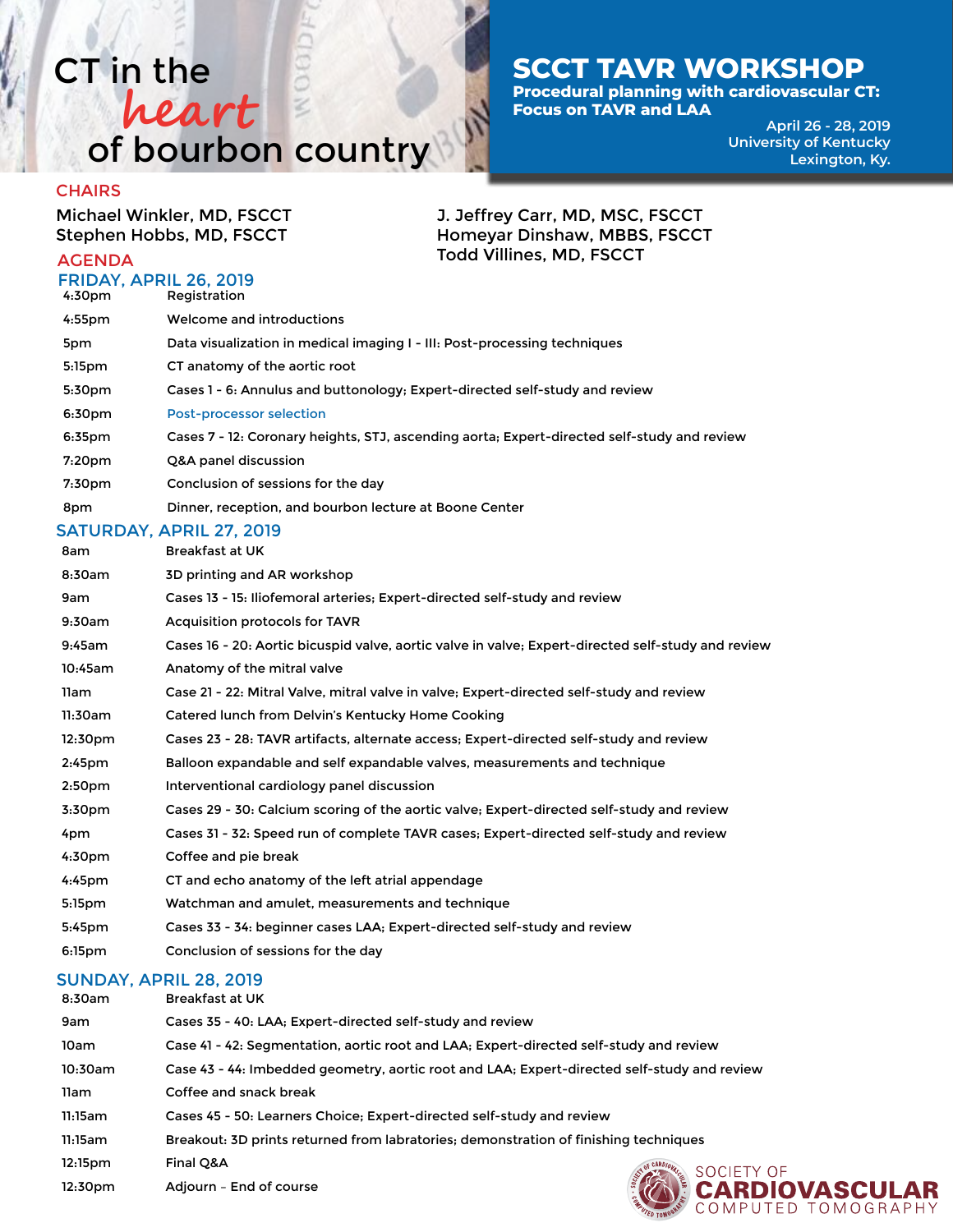# CT in the *heart* of bourbon country

## SCCT TAVR WORKSHOP

**Procedural planning with cardiovascular CT: Focus on TAVR and LAA**

April 26 - 28, 2019
University of Kentucky
Lexington, Ky.

### CHAIRS

Michael Winkler, MD, FSCCT
Stephen Hobbs, MD, FSCCT
J. Jeffrey Carr, MD, MSC, FSCCT
Homeyar Dinshaw, MBBS, FSCCT
Todd Villines, MD, FSCCT

### AGENDA

#### FRIDAY, APRIL 26, 2019

| Time | Session |
|---|---|
| 4:30pm | Registration |
| 4:55pm | Welcome and introductions |
| 5pm | Data visualization in medical imaging I - III: Post-processing techniques |
| 5:15pm | CT anatomy of the aortic root |
| 5:30pm | Cases 1 - 6: Annulus and buttonology; Expert-directed self-study and review |
| 6:30pm | Post-processor selection |
| 6:35pm | Cases 7 - 12: Coronary heights, STJ, ascending aorta; Expert-directed self-study and review |
| 7:20pm | Q&A panel discussion |
| 7:30pm | Conclusion of sessions for the day |
| 8pm | Dinner, reception, and bourbon lecture at Boone Center |

#### SATURDAY, APRIL 27, 2019

| Time | Session |
|---|---|
| 8am | Breakfast at UK |
| 8:30am | 3D printing and AR workshop |
| 9am | Cases 13 - 15: Iliofemoral arteries; Expert-directed self-study and review |
| 9:30am | Acquisition protocols for TAVR |
| 9:45am | Cases 16 - 20: Aortic bicuspid valve, aortic valve in valve; Expert-directed self-study and review |
| 10:45am | Anatomy of the mitral valve |
| 11am | Case 21 - 22: Mitral Valve, mitral valve in valve; Expert-directed self-study and review |
| 11:30am | Catered lunch from Delvin's Kentucky Home Cooking |
| 12:30pm | Cases 23 - 28: TAVR artifacts, alternate access; Expert-directed self-study and review |
| 2:45pm | Balloon expandable and self expandable valves, measurements and technique |
| 2:50pm | Interventional cardiology panel discussion |
| 3:30pm | Cases 29 - 30: Calcium scoring of the aortic valve; Expert-directed self-study and review |
| 4pm | Cases 31 - 32: Speed run of complete TAVR cases; Expert-directed self-study and review |
| 4:30pm | Coffee and pie break |
| 4:45pm | CT and echo anatomy of the left atrial appendage |
| 5:15pm | Watchman and amulet, measurements and technique |
| 5:45pm | Cases 33 - 34: beginner cases LAA; Expert-directed self-study and review |
| 6:15pm | Conclusion of sessions for the day |

#### SUNDAY, APRIL 28, 2019

| Time | Session |
|---|---|
| 8:30am | Breakfast at UK |
| 9am | Cases 35 - 40: LAA; Expert-directed self-study and review |
| 10am | Case 41 - 42: Segmentation, aortic root and LAA; Expert-directed self-study and review |
| 10:30am | Case 43 - 44: Imbedded geometry, aortic root and LAA; Expert-directed self-study and review |
| 11am | Coffee and snack break |
| 11:15am | Cases 45 - 50: Learners Choice; Expert-directed self-study and review |
| 11:15am | Breakout: 3D prints returned from labratories; demonstration of finishing techniques |
| 12:15pm | Final Q&A |
| 12:30pm | Adjourn – End of course |

SOCIETY OF CARDIOVASCULAR COMPUTED TOMOGRAPHY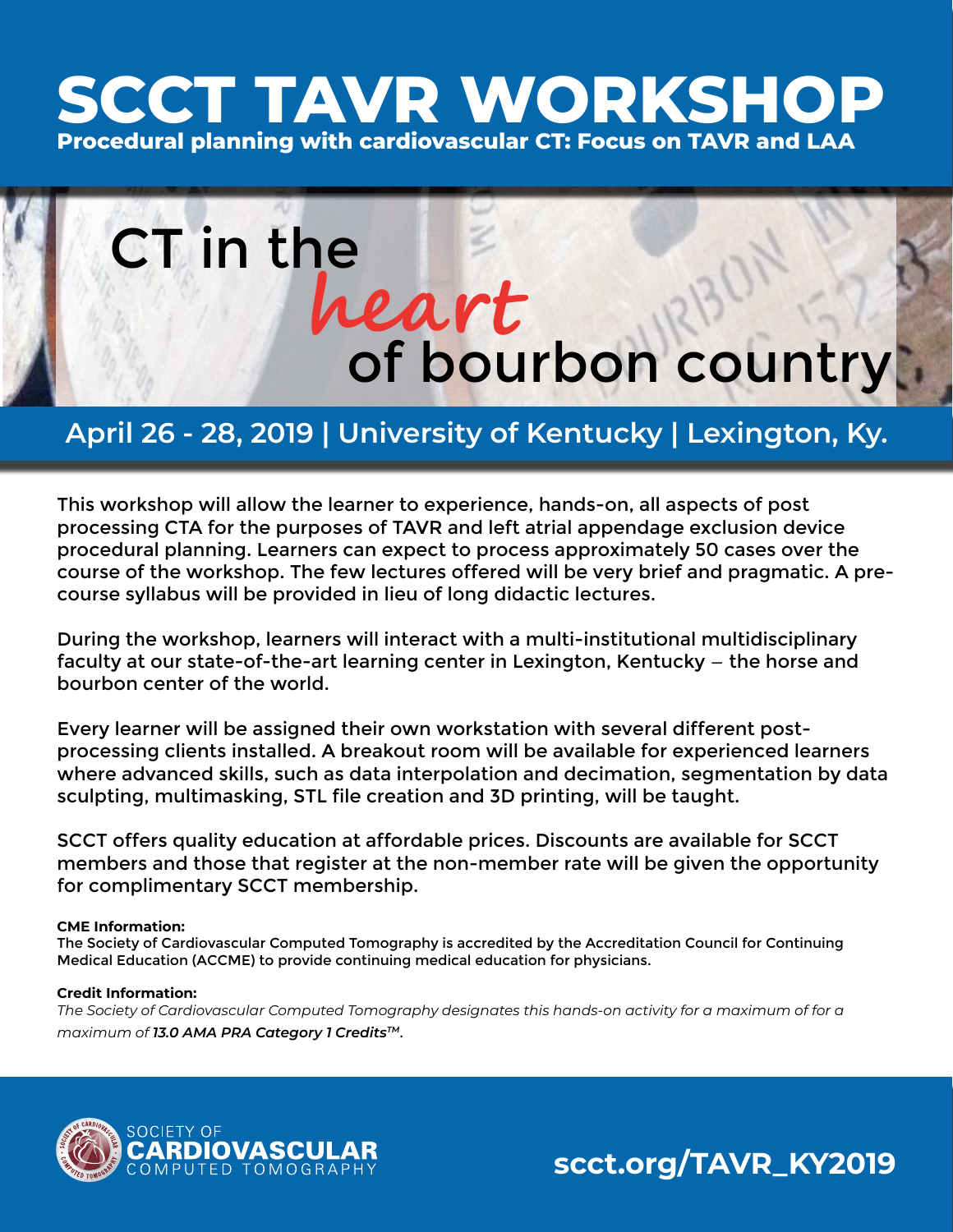# SCCT TAVR WORKSHOP

**Procedural planning with cardiovascular CT: Focus on TAVR and LAA**

## CT in the *heart* of bourbon country

**April 26 - 28, 2019 | University of Kentucky | Lexington, Ky.**

This workshop will allow the learner to experience, hands-on, all aspects of post processing CTA for the purposes of TAVR and left atrial appendage exclusion device procedural planning. Learners can expect to process approximately 50 cases over the course of the workshop. The few lectures offered will be very brief and pragmatic. A pre-course syllabus will be provided in lieu of long didactic lectures.

During the workshop, learners will interact with a multi-institutional multidisciplinary faculty at our state-of-the-art learning center in Lexington, Kentucky – the horse and bourbon center of the world.

Every learner will be assigned their own workstation with several different post-processing clients installed. A breakout room will be available for experienced learners where advanced skills, such as data interpolation and decimation, segmentation by data sculpting, multimasking, STL file creation and 3D printing, will be taught.

SCCT offers quality education at affordable prices. Discounts are available for SCCT members and those that register at the non-member rate will be given the opportunity for complimentary SCCT membership.

**CME Information:**
The Society of Cardiovascular Computed Tomography is accredited by the Accreditation Council for Continuing Medical Education (ACCME) to provide continuing medical education for physicians.

**Credit Information:**
*The Society of Cardiovascular Computed Tomography designates this hands-on activity for a maximum of for a maximum of **13.0 AMA PRA Category 1 Credits™**.*

SOCIETY OF **CARDIOVASCULAR** COMPUTED TOMOGRAPHY

**scct.org/TAVR_KY2019**